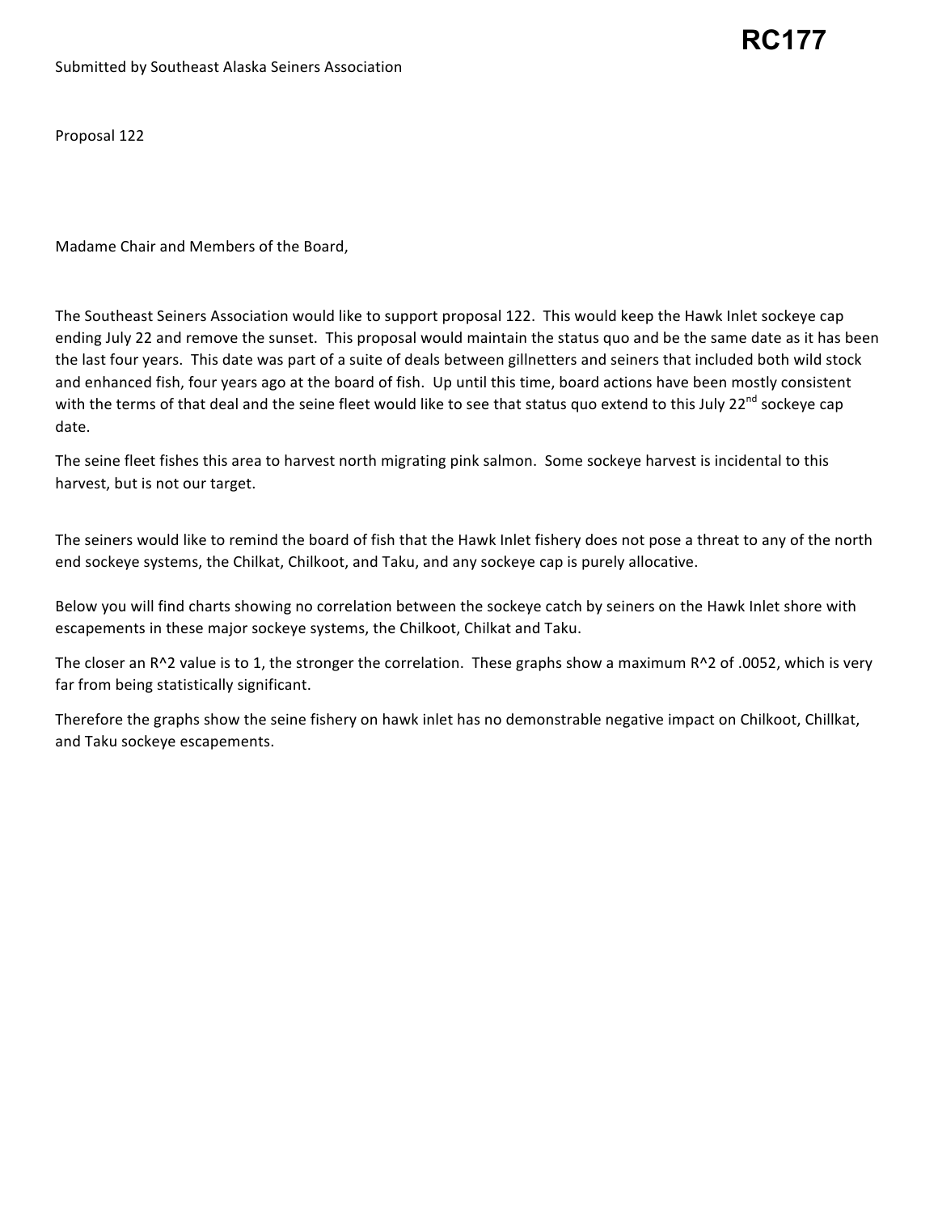**RC177**

Submitted by Southeast Alaska Seiners Association

Proposal 122

Madame Chair and Members of the Board,

The Southeast Seiners Association would like to support proposal 122. This would keep the Hawk Inlet sockeye cap ending July 22 and remove the sunset. This proposal would maintain the status quo and be the same date as it has been the last four years. This date was part of a suite of deals between gillnetters and seiners that included both wild stock and enhanced fish, four years ago at the board of fish. Up until this time, board actions have been mostly consistent with the terms of that deal and the seine fleet would like to see that status quo extend to this July 22nd sockeye cap date.

The seine fleet fishes this area to harvest north migrating pink salmon. Some sockeye harvest is incidental to this harvest, but is not our target.

The seiners would like to remind the board of fish that the Hawk Inlet fishery does not pose a threat to any of the north end sockeye systems, the Chilkat, Chilkoot, and Taku, and any sockeye cap is purely allocative.

Below you will find charts showing no correlation between the sockeye catch by seiners on the Hawk Inlet shore with escapements in these major sockeye systems, the Chilkoot, Chilkat and Taku.

The closer an R^2 value is to 1, the stronger the correlation. These graphs show a maximum R^2 of .0052, which is very far from being statistically significant.

Therefore the graphs show the seine fishery on hawk inlet has no demonstrable negative impact on Chilkoot, Chillkat, and Taku sockeye escapements.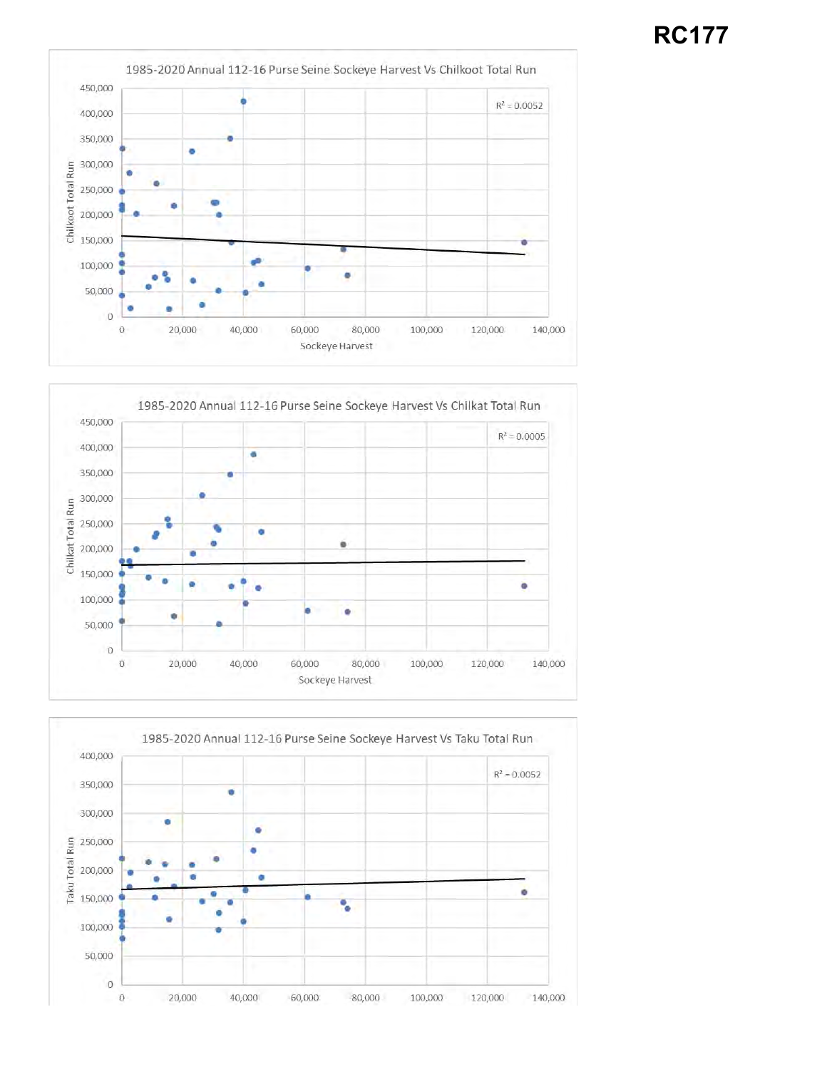RC177

1985-2020 Annual 112-16 Purse Seine Sockeye Harvest Vs Chilkoot Total Run

$R^2 = 0.0052$

Chilkoot Total Run

450,000
400,000
350,000
300,000
250,000
200,000
150,000
100,000
50,000
0

0
20,000
40,000
60,000
80,000
100,000
120,000
140,000

Sockeye Harvest

1985-2020 Annual 112-16 Purse Seine Sockeye Harvest Vs Chilkat Total Run

$R^2 = 0.0005$

Chilkat Total Run

450,000
400,000
350,000
300,000
250,000
200,000
150,000
100,000
50,000
0

0
20,000
40,000
60,000
80,000
100,000
120,000
140,000

Sockeye Harvest

1985-2020 Annual 112-16 Purse Seine Sockeye Harvest Vs Taku Total Run

$R^2 = 0.0052$

Taku Total Run

400,000
350,000
300,000
250,000
200,000
150,000
100,000
50,000
0

0
20,000
40,000
60,000
80,000
100,000
120,000
140,000